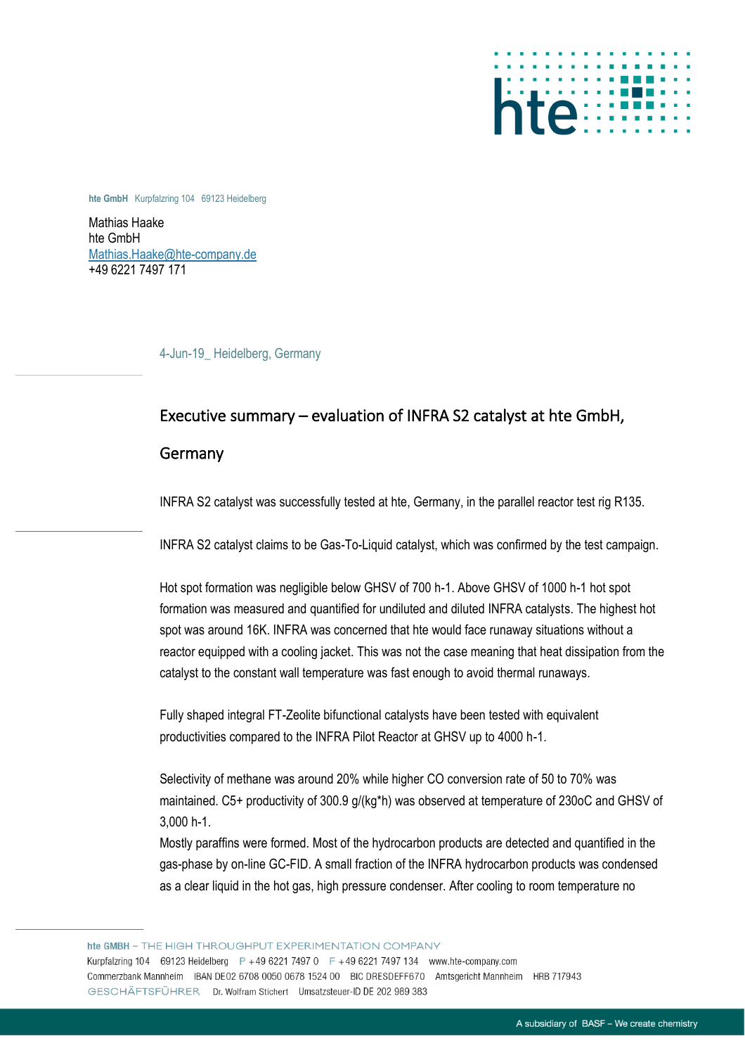hte GmbH Kurpfalzring 104 69123 Heidelberg

Mathias Haake
hte GmbH
Mathias.Haake@hte-company.de
+49 6221 7497 171

4-Jun-19_ Heidelberg, Germany

# Executive summary – evaluation of INFRA S2 catalyst at hte GmbH, Germany

INFRA S2 catalyst was successfully tested at hte, Germany, in the parallel reactor test rig R135.

INFRA S2 catalyst claims to be Gas-To-Liquid catalyst, which was confirmed by the test campaign.

Hot spot formation was negligible below GHSV of 700 h-1. Above GHSV of 1000 h-1 hot spot formation was measured and quantified for undiluted and diluted INFRA catalysts. The highest hot spot was around 16K. INFRA was concerned that hte would face runaway situations without a reactor equipped with a cooling jacket. This was not the case meaning that heat dissipation from the catalyst to the constant wall temperature was fast enough to avoid thermal runaways.

Fully shaped integral FT-Zeolite bifunctional catalysts have been tested with equivalent productivities compared to the INFRA Pilot Reactor at GHSV up to 4000 h-1.

Selectivity of methane was around 20% while higher CO conversion rate of 50 to 70% was maintained. C5+ productivity of 300.9 g/(kg*h) was observed at temperature of 230oC and GHSV of 3,000 h-1.
Mostly paraffins were formed. Most of the hydrocarbon products are detected and quantified in the gas-phase by on-line GC-FID. A small fraction of the INFRA hydrocarbon products was condensed as a clear liquid in the hot gas, high pressure condenser. After cooling to room temperature no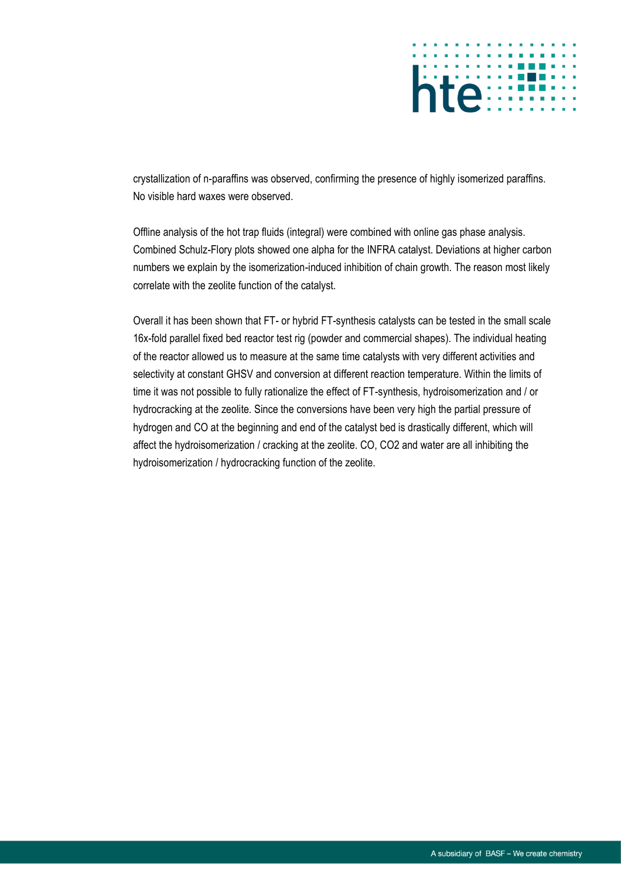crystallization of n-paraffins was observed, confirming the presence of highly isomerized paraffins. No visible hard waxes were observed.

Offline analysis of the hot trap fluids (integral) were combined with online gas phase analysis. Combined Schulz-Flory plots showed one alpha for the INFRA catalyst. Deviations at higher carbon numbers we explain by the isomerization-induced inhibition of chain growth. The reason most likely correlate with the zeolite function of the catalyst.

Overall it has been shown that FT- or hybrid FT-synthesis catalysts can be tested in the small scale 16x-fold parallel fixed bed reactor test rig (powder and commercial shapes). The individual heating of the reactor allowed us to measure at the same time catalysts with very different activities and selectivity at constant GHSV and conversion at different reaction temperature. Within the limits of time it was not possible to fully rationalize the effect of FT-synthesis, hydroisomerization and / or hydrocracking at the zeolite. Since the conversions have been very high the partial pressure of hydrogen and CO at the beginning and end of the catalyst bed is drastically different, which will affect the hydroisomerization / cracking at the zeolite. CO, $CO_2$ and water are all inhibiting the hydroisomerization / hydrocracking function of the zeolite.